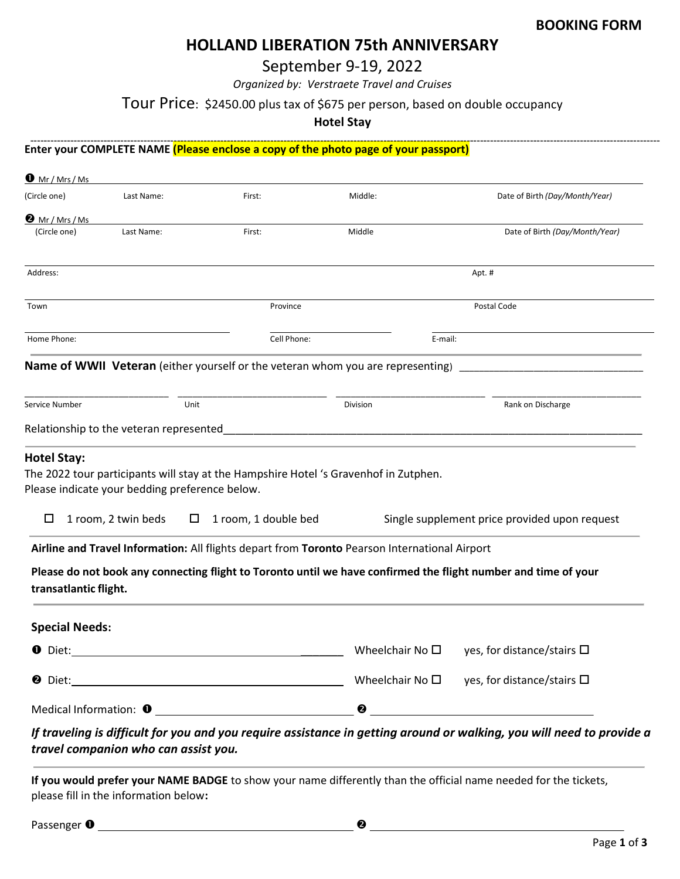**BOOKING FORM**

# HOLLAND LIBERATION 75th ANNIVERSARY

## September 9-19, 2022

*Organized by: Verstraete Travel and Cruises*

Tour Price: $2450.00 plus tax of $675 per person, based on double occupancy

**Hotel Stay**

---

**Enter your COMPLETE NAME (Please enclose a copy of the photo page of your passport)**

❶ Mr / Mrs / Ms ______________________________________________

(Circle one) Last Name: First: Middle: Date of Birth *(Day/Month/Year)*

❷ Mr / Mrs / Ms ______________________________________________

(Circle one) Last Name: First: Middle Date of Birth *(Day/Month/Year)*

Address: Apt. #

Town Province Postal Code

Home Phone: Cell Phone: E-mail:

---

**Name of WWII Veteran** (either yourself or the veteran whom you are representing) ______________________________

______________ ______________ ______________ ______________

Service Number Unit Division Rank on Discharge

Relationship to the veteran represented______________________________________________

---

**Hotel Stay:**

The 2022 tour participants will stay at the Hampshire Hotel 's Gravenhof in Zutphen.
Please indicate your bedding preference below.

☐ 1 room, 2 twin beds ☐ 1 room, 1 double bed Single supplement price provided upon request

---

**Airline and Travel Information:** All flights depart from **Toronto** Pearson International Airport

**Please do not book any connecting flight to Toronto until we have confirmed the flight number and time of your transatlantic flight.**

---

**Special Needs:**

❶ Diet: ______________________________ Wheelchair No ☐ yes, for distance/stairs ☐

❷ Diet: ______________________________ Wheelchair No ☐ yes, for distance/stairs ☐

Medical Information: ❶ ______________________ ❷ ______________________

***If traveling is difficult for you and you require assistance in getting around or walking, you will need to provide a travel companion who can assist you.***

---

**If you would prefer your NAME BADGE** to show your name differently than the official name needed for the tickets, please fill in the information below**:**

Passenger ❶ ______________________ ❷ ______________________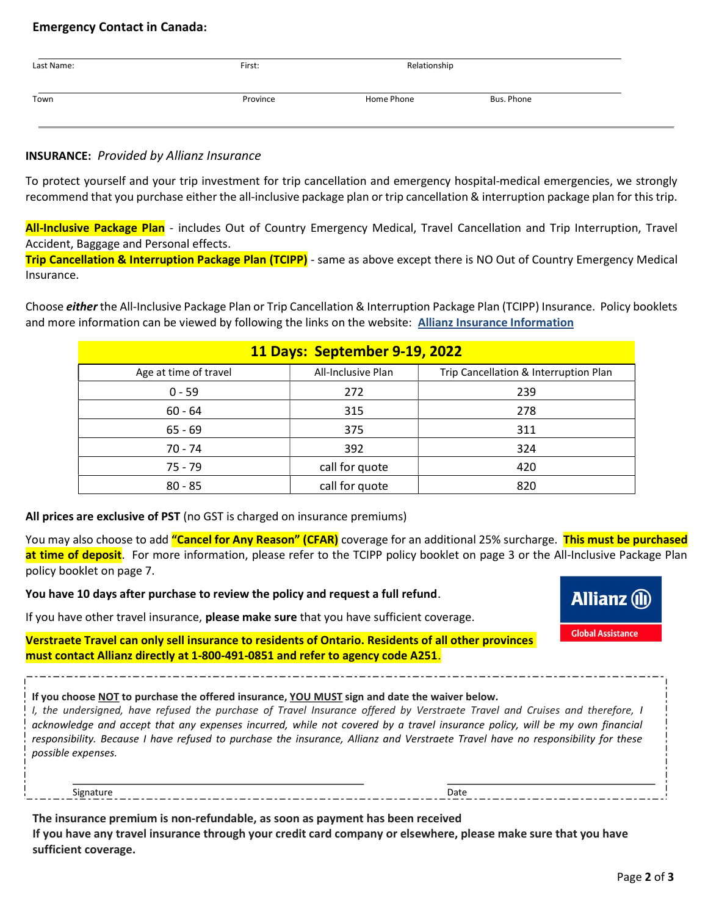**Emergency Contact in Canada:**

Last Name: First: Relationship

Town Province Home Phone Bus. Phone

**INSURANCE:** *Provided by Allianz Insurance*

To protect yourself and your trip investment for trip cancellation and emergency hospital-medical emergencies, we strongly recommend that you purchase either the all-inclusive package plan or trip cancellation & interruption package plan for this trip.

**All-Inclusive Package Plan** - includes Out of Country Emergency Medical, Travel Cancellation and Trip Interruption, Travel Accident, Baggage and Personal effects.
**Trip Cancellation & Interruption Package Plan (TCIPP)** - same as above except there is NO Out of Country Emergency Medical Insurance.

Choose ***either*** the All-Inclusive Package Plan or Trip Cancellation & Interruption Package Plan (TCIPP) Insurance. Policy booklets and more information can be viewed by following the links on the website: **Allianz Insurance Information**

| **11 Days: September 9-19, 2022** | | |
|---|---|---|
| Age at time of travel | All-Inclusive Plan | Trip Cancellation & Interruption Plan |
| 0 - 59 | 272 | 239 |
| 60 - 64 | 315 | 278 |
| 65 - 69 | 375 | 311 |
| 70 - 74 | 392 | 324 |
| 75 - 79 | call for quote | 420 |
| 80 - 85 | call for quote | 820 |

**All prices are exclusive of PST** (no GST is charged on insurance premiums)

You may also choose to add **"Cancel for Any Reason" (CFAR)** coverage for an additional 25% surcharge. **This must be purchased at time of deposit**. For more information, please refer to the TCIPP policy booklet on page 3 or the All-Inclusive Package Plan policy booklet on page 7.

**You have 10 days after purchase to review the policy and request a full refund**.

If you have other travel insurance, **please make sure** that you have sufficient coverage.

Allianz Global Assistance

**Verstraete Travel can only sell insurance to residents of Ontario. Residents of all other provinces must contact Allianz directly at 1-800-491-0851 and refer to agency code A251**.

**If you choose NOT to purchase the offered insurance, YOU MUST sign and date the waiver below.**
*I, the undersigned, have refused the purchase of Travel Insurance offered by Verstraete Travel and Cruises and therefore, I acknowledge and accept that any expenses incurred, while not covered by a travel insurance policy, will be my own financial responsibility. Because I have refused to purchase the insurance, Allianz and Verstraete Travel have no responsibility for these possible expenses.*

Signature Date

**The insurance premium is non-refundable, as soon as payment has been received**
**If you have any travel insurance through your credit card company or elsewhere, please make sure that you have sufficient coverage.**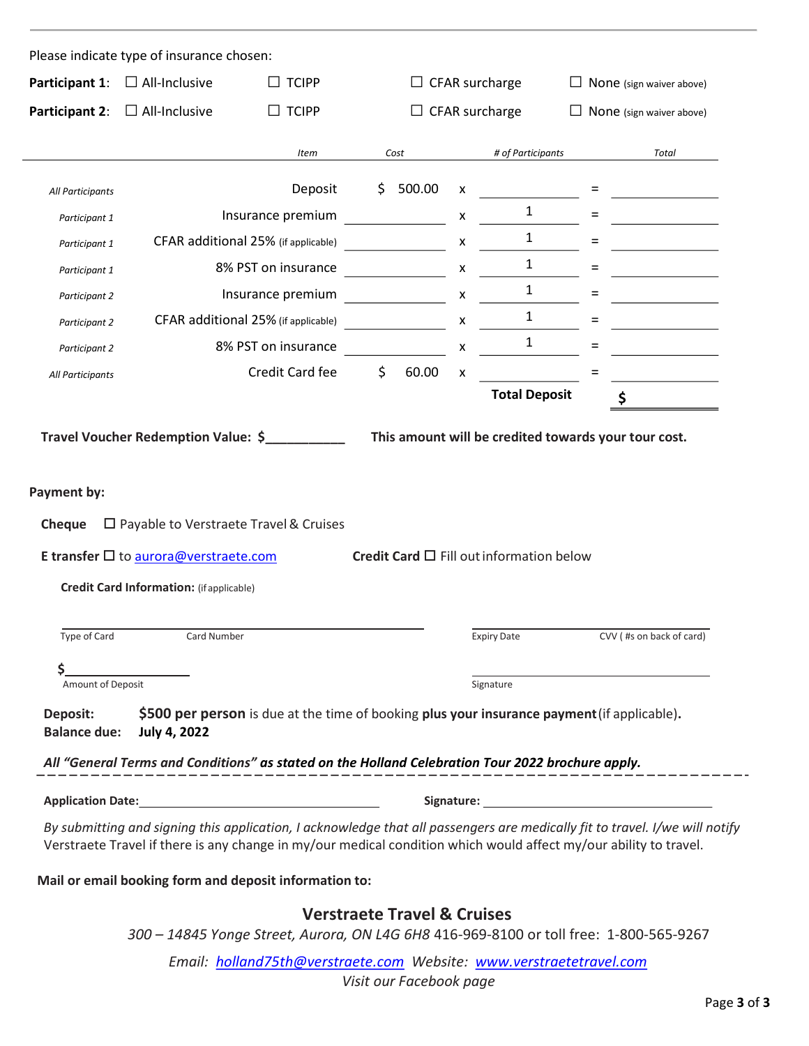Please indicate type of insurance chosen:

**Participant 1**: ☐ All-Inclusive ☐ TCIPP ☐ CFAR surcharge ☐ None (sign waiver above)

**Participant 2**: ☐ All-Inclusive ☐ TCIPP ☐ CFAR surcharge ☐ None (sign waiver above)

| | Item | Cost | | # of Participants | | Total |
|---|---|---|---|---|---|---|
| *All Participants* | Deposit | $ 500.00 | x | | = | |
| *Participant 1* | Insurance premium | | x | 1 | = | |
| *Participant 1* | CFAR additional 25% (if applicable) | | x | 1 | = | |
| *Participant 1* | 8% PST on insurance | | x | 1 | = | |
| *Participant 2* | Insurance premium | | x | 1 | = | |
| *Participant 2* | CFAR additional 25% (if applicable) | | x | 1 | = | |
| *Participant 2* | 8% PST on insurance | | x | 1 | = | |
| *All Participants* | Credit Card fee | $ 60.00 | x | | = | |
| | | | | **Total Deposit** | | **$** |

**Travel Voucher Redemption Value: $__________** **This amount will be credited towards your tour cost.**

**Payment by:**

**Cheque** ☐ Payable to Verstraete Travel & Cruises

**E transfer** ☐ to aurora@verstraete.com

**Credit Card** ☐ Fill out information below

**Credit Card Information:** (if applicable)

Type of Card ____ Card Number ____ Expiry Date ____ CVV ( #s on back of card) ____

$________ Amount of Deposit

Signature ____________________

**Deposit:** **$500 per person** is due at the time of booking **plus your insurance payment** (if applicable).
**Balance due:** **July 4, 2022**

***All "General Terms and Conditions" as stated on the Holland Celebration Tour 2022 brochure apply.***

---

**Application Date:** ____________________ **Signature:** ____________________

*By submitting and signing this application, I acknowledge that all passengers are medically fit to travel. I/we will notify* Verstraete Travel if there is any change in my/our medical condition which would affect my/our ability to travel.

**Mail or email booking form and deposit information to:**

**Verstraete Travel & Cruises**

*300 – 14845 Yonge Street, Aurora, ON L4G 6H8* 416-969-8100 or toll free: 1-800-565-9267

*Email: holland75th@verstraete.com Website: www.verstraetetravel.com*

*Visit our Facebook page*